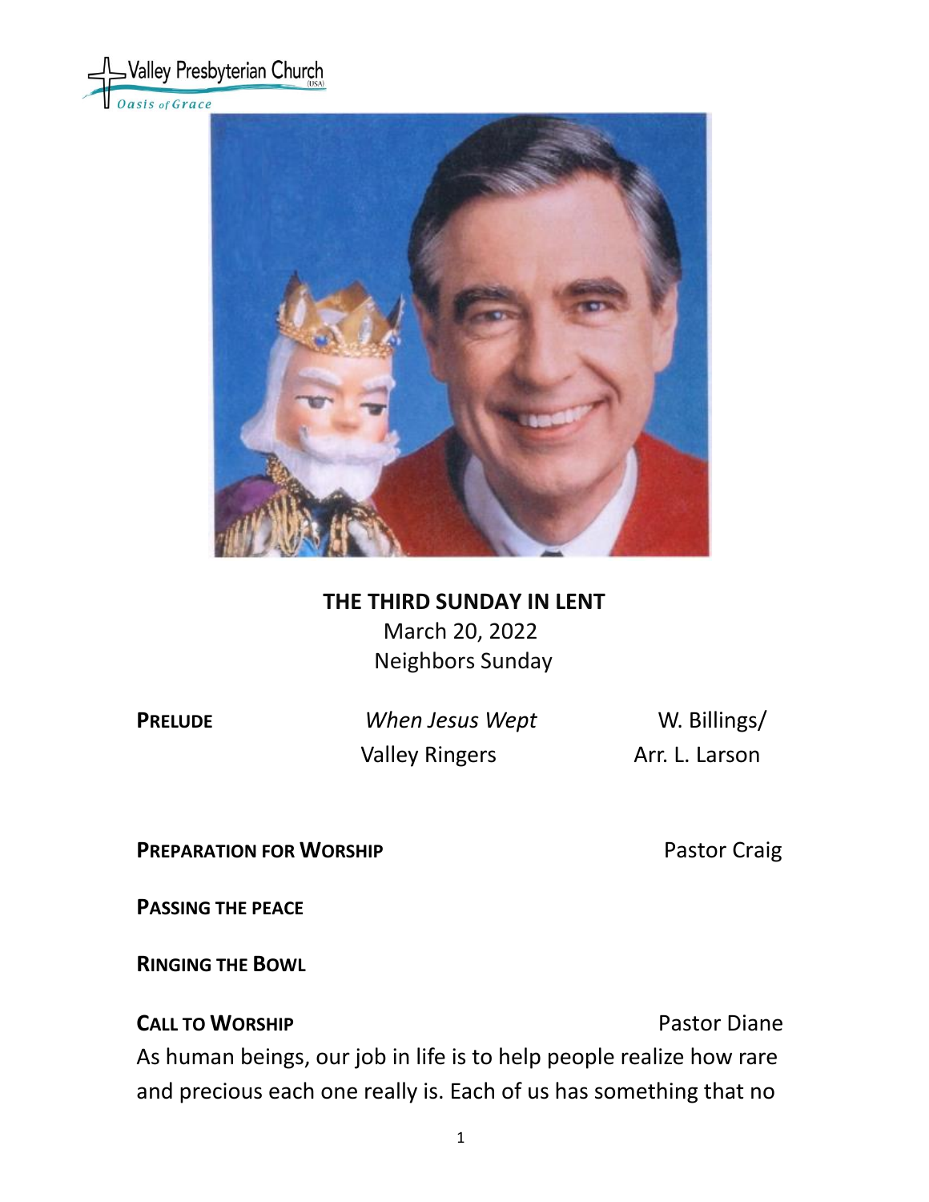Valley Presbyterian Church (USA)
Oasis of Grace

**THE THIRD SUNDAY IN LENT**
March 20, 2022
Neighbors Sunday

**PRELUDE** *When Jesus Wept* W. Billings/
Valley Ringers Arr. L. Larson

**PREPARATION FOR WORSHIP** Pastor Craig

**PASSING THE PEACE**

**RINGING THE BOWL**

**CALL TO WORSHIP** Pastor Diane

As human beings, our job in life is to help people realize how rare and precious each one really is. Each of us has something that no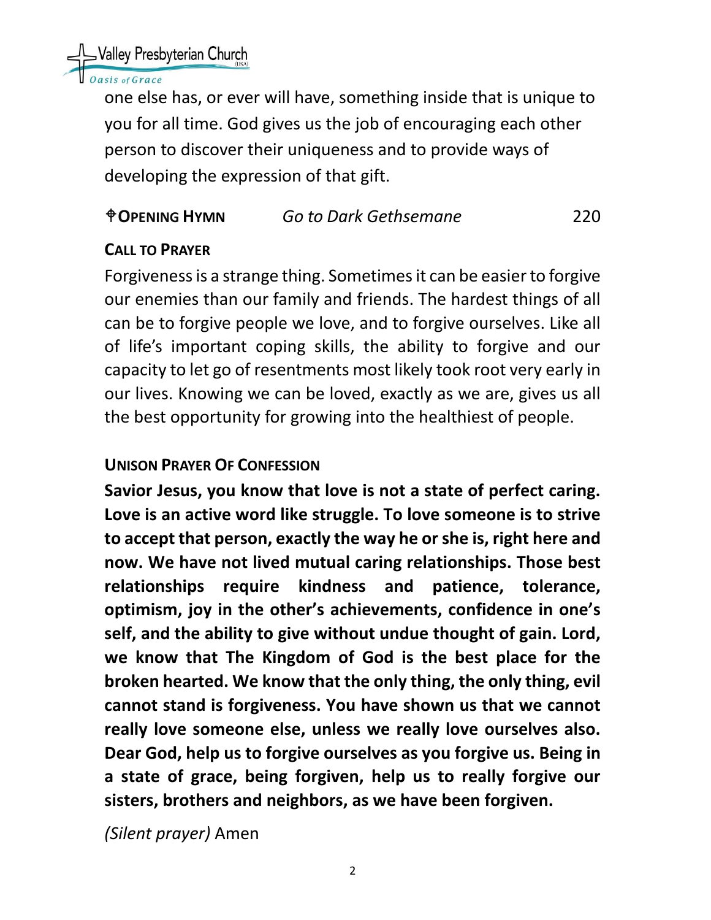one else has, or ever will have, something inside that is unique to you for all time. God gives us the job of encouraging each other person to discover their uniqueness and to provide ways of developing the expression of that gift.

**✞OPENING HYMN** *Go to Dark Gethsemane* 220

**CALL TO PRAYER**

Forgiveness is a strange thing. Sometimes it can be easier to forgive our enemies than our family and friends. The hardest things of all can be to forgive people we love, and to forgive ourselves. Like all of life's important coping skills, the ability to forgive and our capacity to let go of resentments most likely took root very early in our lives. Knowing we can be loved, exactly as we are, gives us all the best opportunity for growing into the healthiest of people.

**UNISON PRAYER OF CONFESSION**

**Savior Jesus, you know that love is not a state of perfect caring. Love is an active word like struggle. To love someone is to strive to accept that person, exactly the way he or she is, right here and now. We have not lived mutual caring relationships. Those best relationships require kindness and patience, tolerance, optimism, joy in the other's achievements, confidence in one's self, and the ability to give without undue thought of gain. Lord, we know that The Kingdom of God is the best place for the broken hearted. We know that the only thing, the only thing, evil cannot stand is forgiveness. You have shown us that we cannot really love someone else, unless we really love ourselves also. Dear God, help us to forgive ourselves as you forgive us. Being in a state of grace, being forgiven, help us to really forgive our sisters, brothers and neighbors, as we have been forgiven.**

*(Silent prayer)* Amen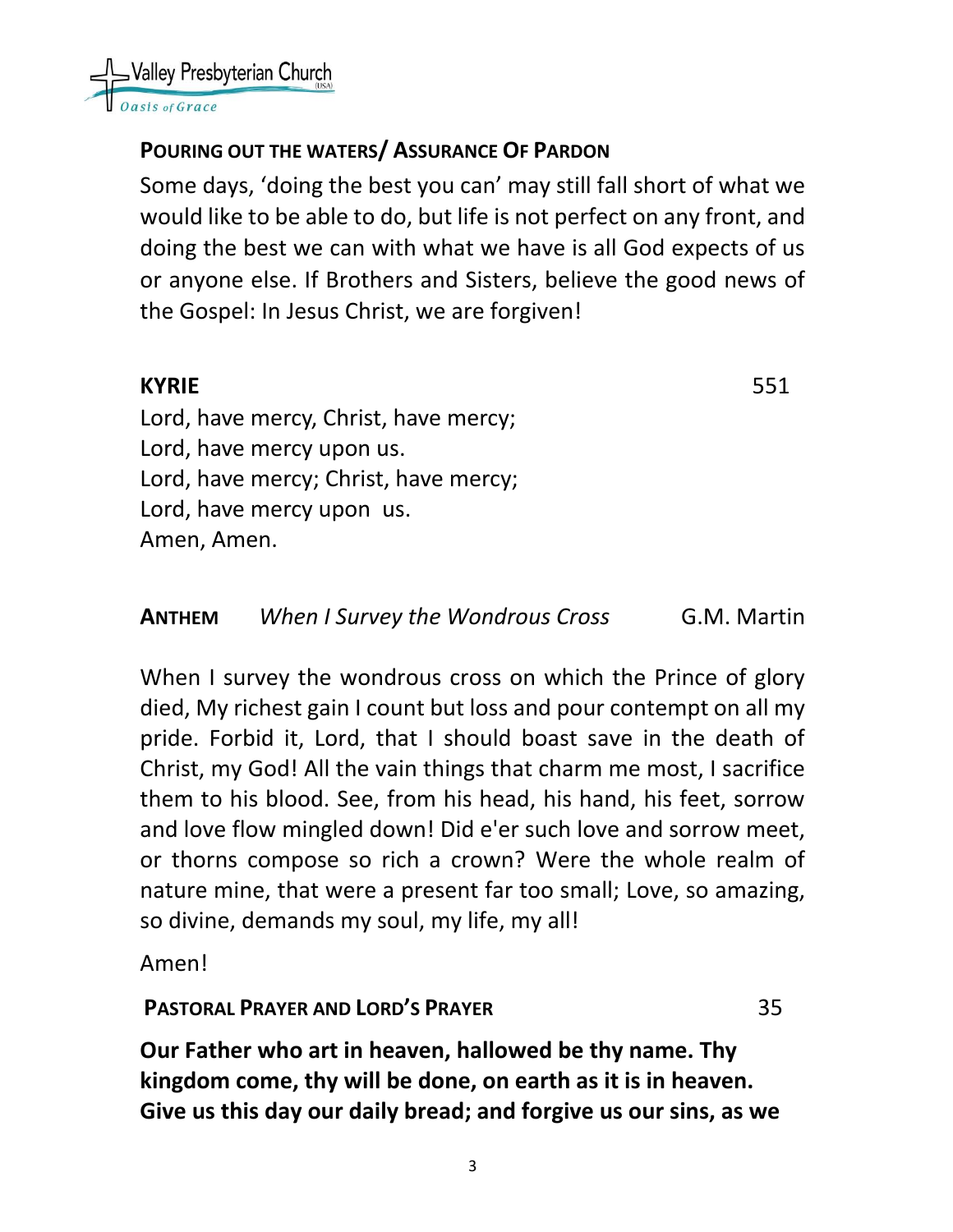## POURING OUT THE WATERS/ ASSURANCE OF PARDON

Some days, 'doing the best you can' may still fall short of what we would like to be able to do, but life is not perfect on any front, and doing the best we can with what we have is all God expects of us or anyone else. If Brothers and Sisters, believe the good news of the Gospel: In Jesus Christ, we are forgiven!

## KYRIE 551

Lord, have mercy, Christ, have mercy;
Lord, have mercy upon us.
Lord, have mercy; Christ, have mercy;
Lord, have mercy upon us.
Amen, Amen.

## ANTHEM *When I Survey the Wondrous Cross* G.M. Martin

When I survey the wondrous cross on which the Prince of glory died, My richest gain I count but loss and pour contempt on all my pride. Forbid it, Lord, that I should boast save in the death of Christ, my God! All the vain things that charm me most, I sacrifice them to his blood. See, from his head, his hand, his feet, sorrow and love flow mingled down! Did e'er such love and sorrow meet, or thorns compose so rich a crown? Were the whole realm of nature mine, that were a present far too small; Love, so amazing, so divine, demands my soul, my life, my all!

Amen!

## PASTORAL PRAYER AND LORD'S PRAYER 35

**Our Father who art in heaven, hallowed be thy name. Thy kingdom come, thy will be done, on earth as it is in heaven. Give us this day our daily bread; and forgive us our sins, as we**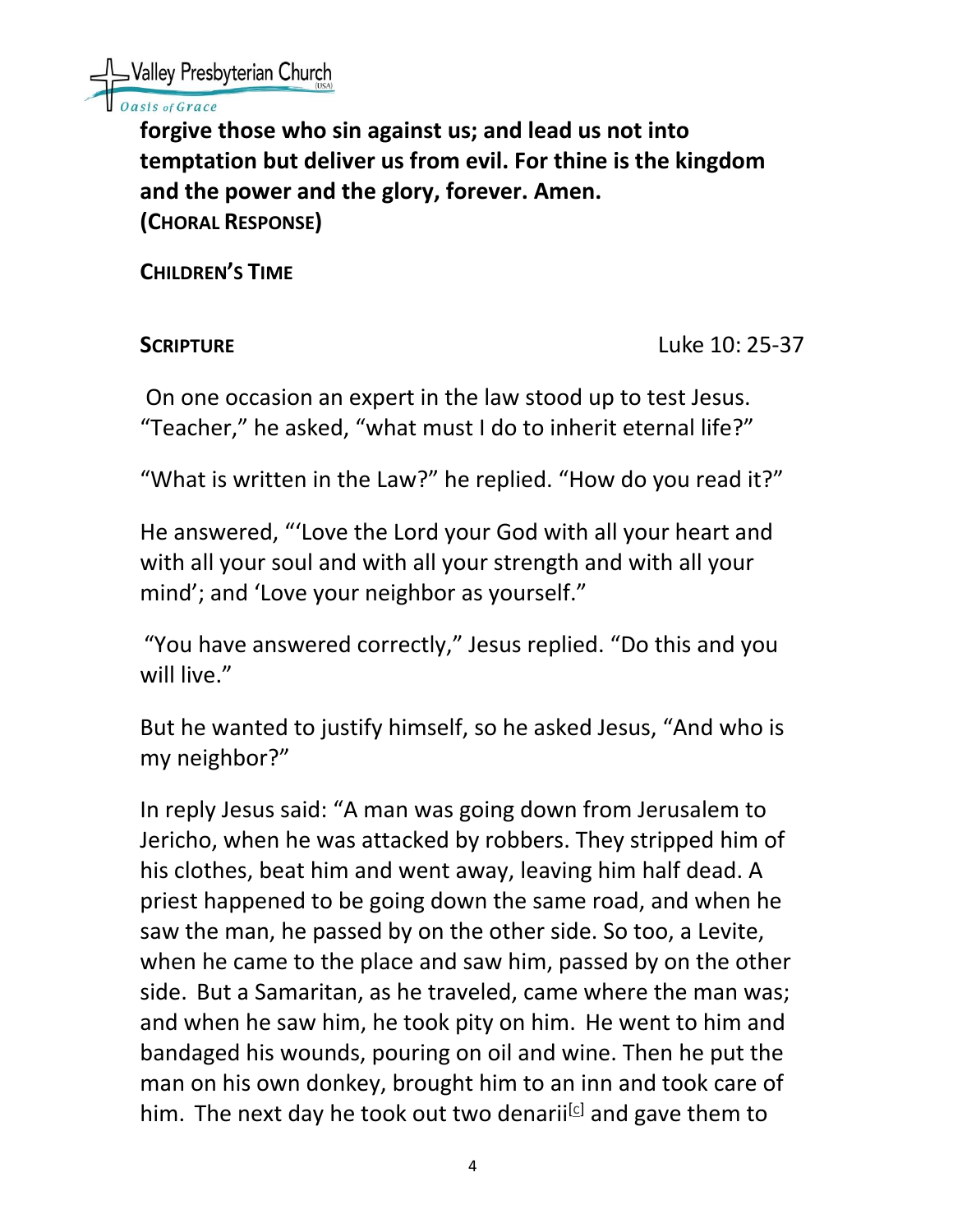**forgive those who sin against us; and lead us not into temptation but deliver us from evil. For thine is the kingdom and the power and the glory, forever. Amen.**
**(CHORAL RESPONSE)**

**CHILDREN'S TIME**

**SCRIPTURE** Luke 10: 25-37

On one occasion an expert in the law stood up to test Jesus. "Teacher," he asked, "what must I do to inherit eternal life?"

"What is written in the Law?" he replied. "How do you read it?"

He answered, "'Love the Lord your God with all your heart and with all your soul and with all your strength and with all your mind'; and 'Love your neighbor as yourself."

"You have answered correctly," Jesus replied. "Do this and you will live."

But he wanted to justify himself, so he asked Jesus, "And who is my neighbor?"

In reply Jesus said: "A man was going down from Jerusalem to Jericho, when he was attacked by robbers. They stripped him of his clothes, beat him and went away, leaving him half dead. A priest happened to be going down the same road, and when he saw the man, he passed by on the other side. So too, a Levite, when he came to the place and saw him, passed by on the other side. But a Samaritan, as he traveled, came where the man was; and when he saw him, he took pity on him. He went to him and bandaged his wounds, pouring on oil and wine. Then he put the man on his own donkey, brought him to an inn and took care of him. The next day he took out two denarii[c] and gave them to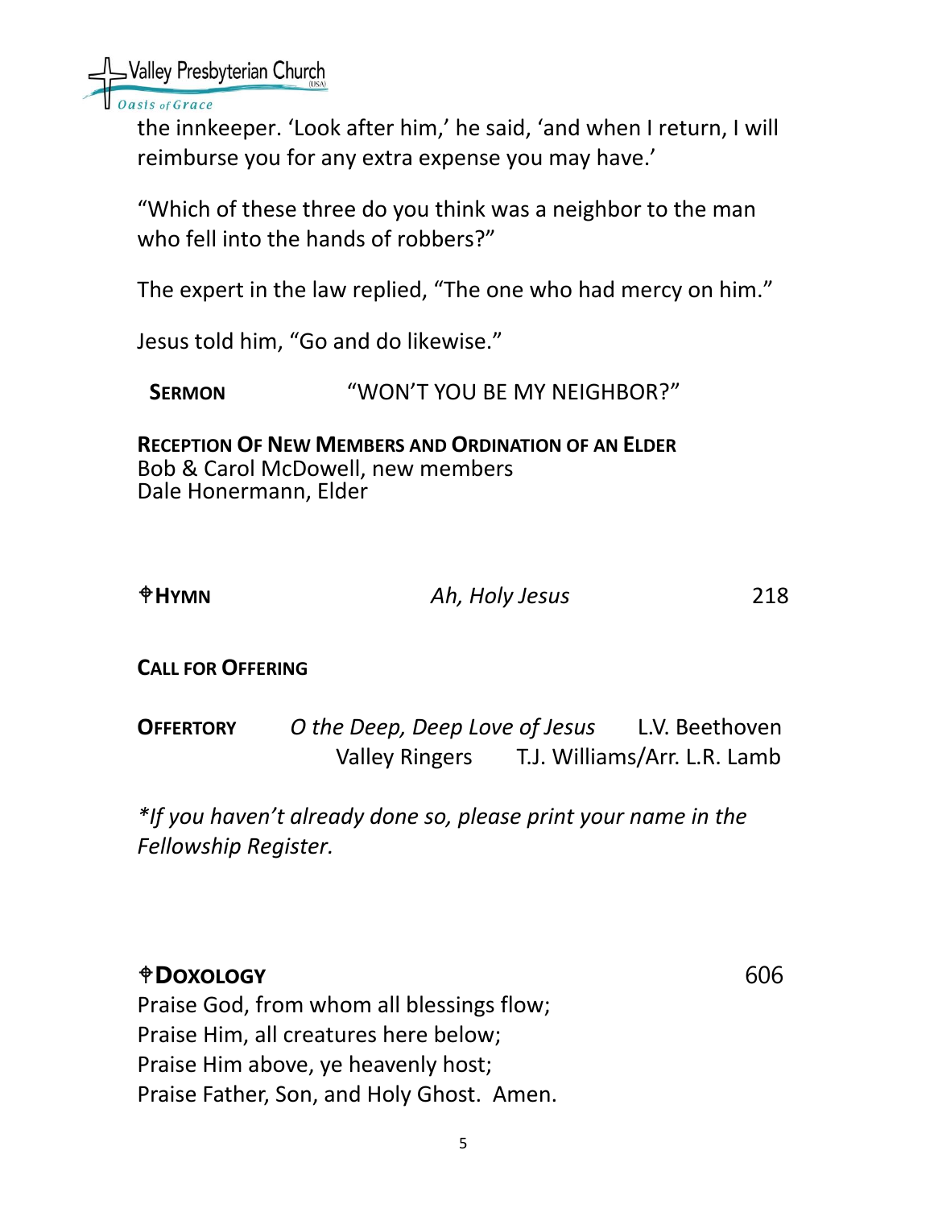the innkeeper. 'Look after him,' he said, 'and when I return, I will reimburse you for any extra expense you may have.'

"Which of these three do you think was a neighbor to the man who fell into the hands of robbers?"

The expert in the law replied, "The one who had mercy on him."

Jesus told him, "Go and do likewise."

**SERMON** "WON'T YOU BE MY NEIGHBOR?"

**RECEPTION OF NEW MEMBERS AND ORDINATION OF AN ELDER**
Bob & Carol McDowell, new members
Dale Honermann, Elder

**⌖HYMN** *Ah, Holy Jesus* 218

**CALL FOR OFFERING**

**OFFERTORY** *O the Deep, Deep Love of Jesus* L.V. Beethoven
Valley Ringers T.J. Williams/Arr. L.R. Lamb

*\*If you haven't already done so, please print your name in the Fellowship Register.*

**⌖DOXOLOGY** 606

Praise God, from whom all blessings flow;
Praise Him, all creatures here below;
Praise Him above, ye heavenly host;
Praise Father, Son, and Holy Ghost. Amen.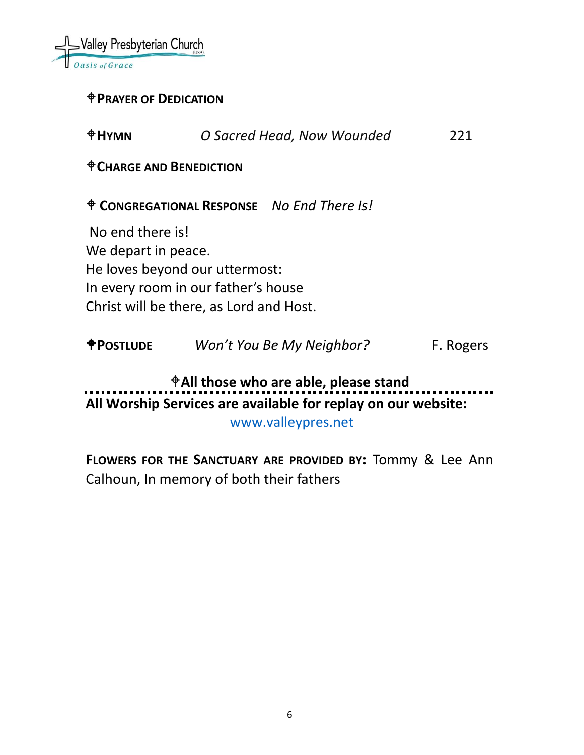⌖**PRAYER OF DEDICATION**

⌖**HYMN** *O Sacred Head, Now Wounded* 221

⌖**CHARGE AND BENEDICTION**

⌖ **CONGREGATIONAL RESPONSE** *No End There Is!*

No end there is!
We depart in peace.
He loves beyond our uttermost:
In every room in our father's house
Christ will be there, as Lord and Host.

⌖**POSTLUDE** *Won't You Be My Neighbor?* F. Rogers

**⌖All those who are able, please stand**

**All Worship Services are available for replay on our website:** www.valleypres.net

**FLOWERS FOR THE SANCTUARY ARE PROVIDED BY:** Tommy & Lee Ann Calhoun, In memory of both their fathers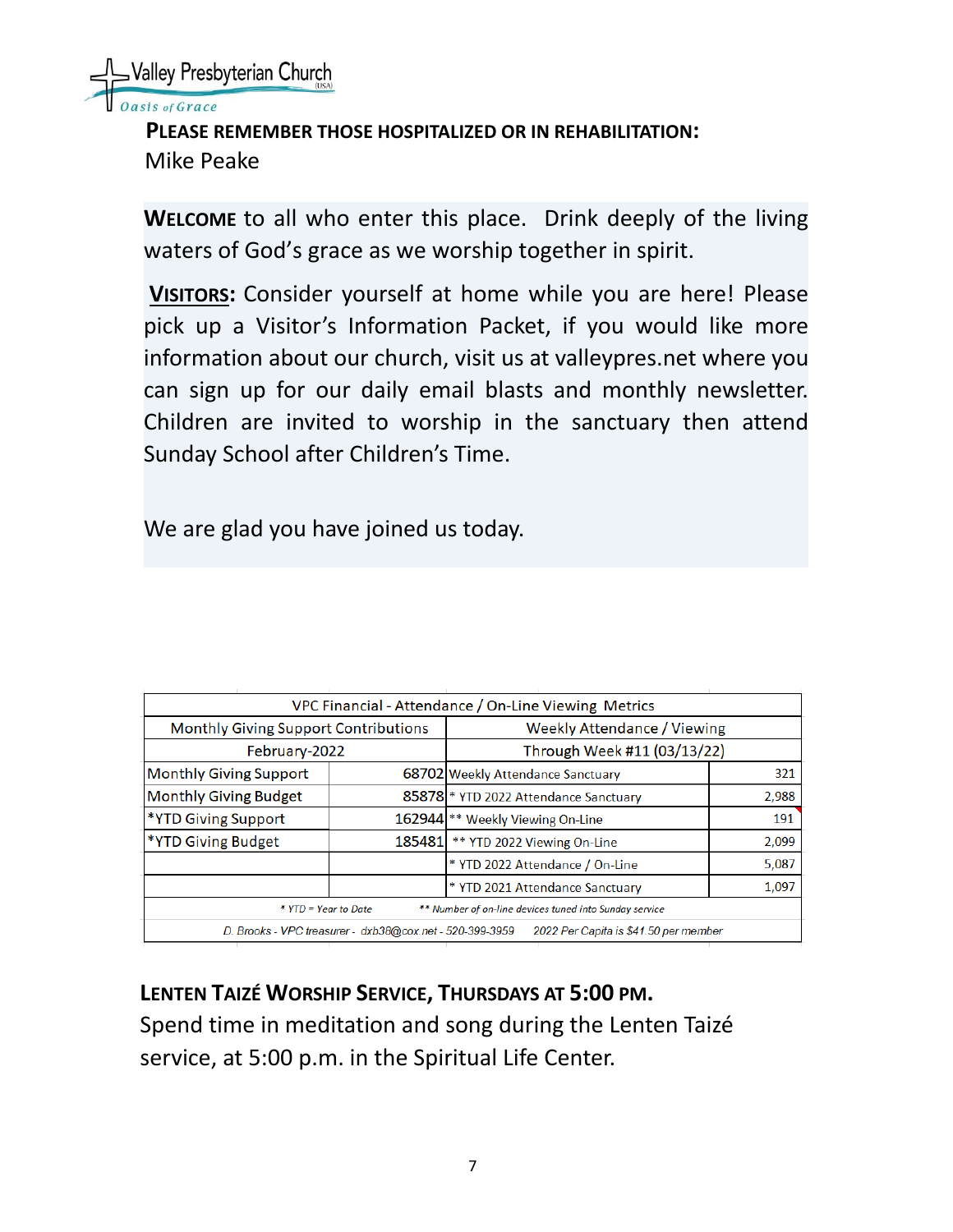Valley Presbyterian Church (USA)
Oasis of Grace

**PLEASE REMEMBER THOSE HOSPITALIZED OR IN REHABILITATION:**
Mike Peake

**WELCOME** to all who enter this place. Drink deeply of the living waters of God's grace as we worship together in spirit.

**VISITORS:** Consider yourself at home while you are here! Please pick up a Visitor's Information Packet, if you would like more information about our church, visit us at valleypres.net where you can sign up for our daily email blasts and monthly newsletter. Children are invited to worship in the sanctuary then attend Sunday School after Children's Time.

We are glad you have joined us today.

| VPC Financial - Attendance / On-Line Viewing Metrics | | | |
|---|---|---|---|
| Monthly Giving Support Contributions | | Weekly Attendance / Viewing | |
| February-2022 | | Through Week #11 (03/13/22) | |
| Monthly Giving Support | 68702 | Weekly Attendance Sanctuary | 321 |
| Monthly Giving Budget | 85878 | * YTD 2022 Attendance Sanctuary | 2,988 |
| *YTD Giving Support | 162944 | ** Weekly Viewing On-Line | 191 |
| *YTD Giving Budget | 185481 | ** YTD 2022 Viewing On-Line | 2,099 |
| | | * YTD 2022 Attendance / On-Line | 5,087 |
| | | * YTD 2021 Attendance Sanctuary | 1,097 |
| * YTD = Year to Date | | ** Number of on-line devices tuned into Sunday service | |
| D. Brooks - VPC treasurer - dxb38@cox.net - 520-399-3959 | | 2022 Per Capita is $41.50 per member | |

**LENTEN TAIZÉ WORSHIP SERVICE, THURSDAYS AT 5:00 PM.**
Spend time in meditation and song during the Lenten Taizé service, at 5:00 p.m. in the Spiritual Life Center.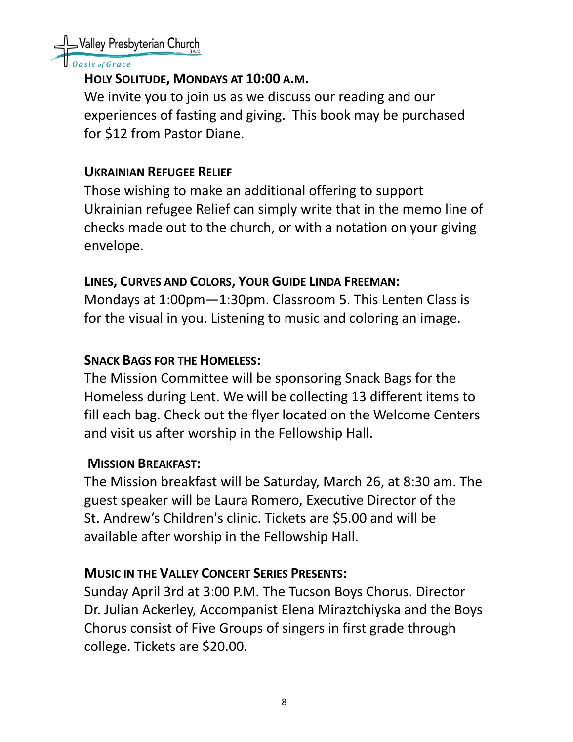Valley Presbyterian Church (USA)
*Oasis of Grace*

**HOLY SOLITUDE, MONDAYS AT 10:00 A.M.**

We invite you to join us as we discuss our reading and our experiences of fasting and giving. This book may be purchased for $12 from Pastor Diane.

**UKRAINIAN REFUGEE RELIEF**

Those wishing to make an additional offering to support Ukrainian refugee Relief can simply write that in the memo line of checks made out to the church, or with a notation on your giving envelope.

**LINES, CURVES AND COLORS, YOUR GUIDE LINDA FREEMAN:**

Mondays at 1:00pm—1:30pm. Classroom 5. This Lenten Class is for the visual in you. Listening to music and coloring an image.

**SNACK BAGS FOR THE HOMELESS:**

The Mission Committee will be sponsoring Snack Bags for the Homeless during Lent. We will be collecting 13 different items to fill each bag. Check out the flyer located on the Welcome Centers and visit us after worship in the Fellowship Hall.

**MISSION BREAKFAST:**

The Mission breakfast will be Saturday, March 26, at 8:30 am. The guest speaker will be Laura Romero, Executive Director of the St. Andrew's Children's clinic. Tickets are $5.00 and will be available after worship in the Fellowship Hall.

**MUSIC IN THE VALLEY CONCERT SERIES PRESENTS:**

Sunday April 3rd at 3:00 P.M. The Tucson Boys Chorus. Director Dr. Julian Ackerley, Accompanist Elena Miraztchiyska and the Boys Chorus consist of Five Groups of singers in first grade through college. Tickets are $20.00.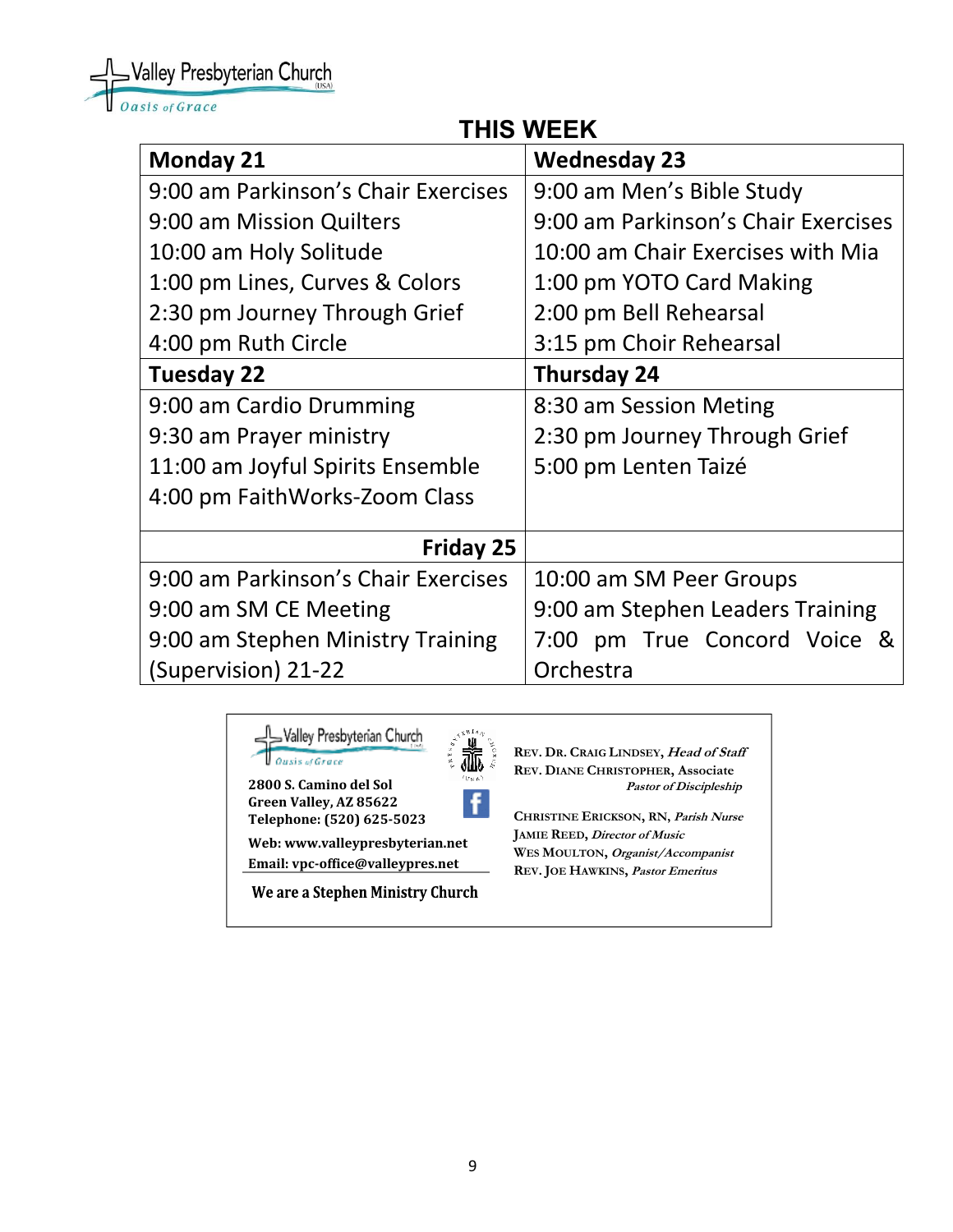Valley Presbyterian Church (USA)
*Oasis of Grace*

## THIS WEEK

| **Monday 21** | **Wednesday 23** |
|---|---|
| 9:00 am Parkinson's Chair Exercises | 9:00 am Men's Bible Study |
| 9:00 am Mission Quilters | 9:00 am Parkinson's Chair Exercises |
| 10:00 am Holy Solitude | 10:00 am Chair Exercises with Mia |
| 1:00 pm Lines, Curves & Colors | 1:00 pm YOTO Card Making |
| 2:30 pm Journey Through Grief | 2:00 pm Bell Rehearsal |
| 4:00 pm Ruth Circle | 3:15 pm Choir Rehearsal |
| **Tuesday 22** | **Thursday 24** |
| 9:00 am Cardio Drumming | 8:30 am Session Meting |
| 9:30 am Prayer ministry | 2:30 pm Journey Through Grief |
| 11:00 am Joyful Spirits Ensemble | 5:00 pm Lenten Taizé |
| 4:00 pm FaithWorks-Zoom Class | |
| **Friday 25** | |
| 9:00 am Parkinson's Chair Exercises | 10:00 am SM Peer Groups |
| 9:00 am SM CE Meeting | 9:00 am Stephen Leaders Training |
| 9:00 am Stephen Ministry Training (Supervision) 21-22 | 7:00 pm True Concord Voice & Orchestra |

Valley Presbyterian Church (USA)
*Oasis of Grace*

**2800 S. Camino del Sol**
**Green Valley, AZ 85622**
**Telephone: (520) 625-5023**

**Web: www.valleypresbyterian.net**
**Email: vpc-office@valleypres.net**

**We are a Stephen Ministry Church**

REV. DR. CRAIG LINDSEY, *Head of Staff*
REV. DIANE CHRISTOPHER, Associate *Pastor of Discipleship*

CHRISTINE ERICKSON, RN, *Parish Nurse*
JAMIE REED, *Director of Music*
WES MOULTON, *Organist/Accompanist*
REV. JOE HAWKINS, *Pastor Emeritus*